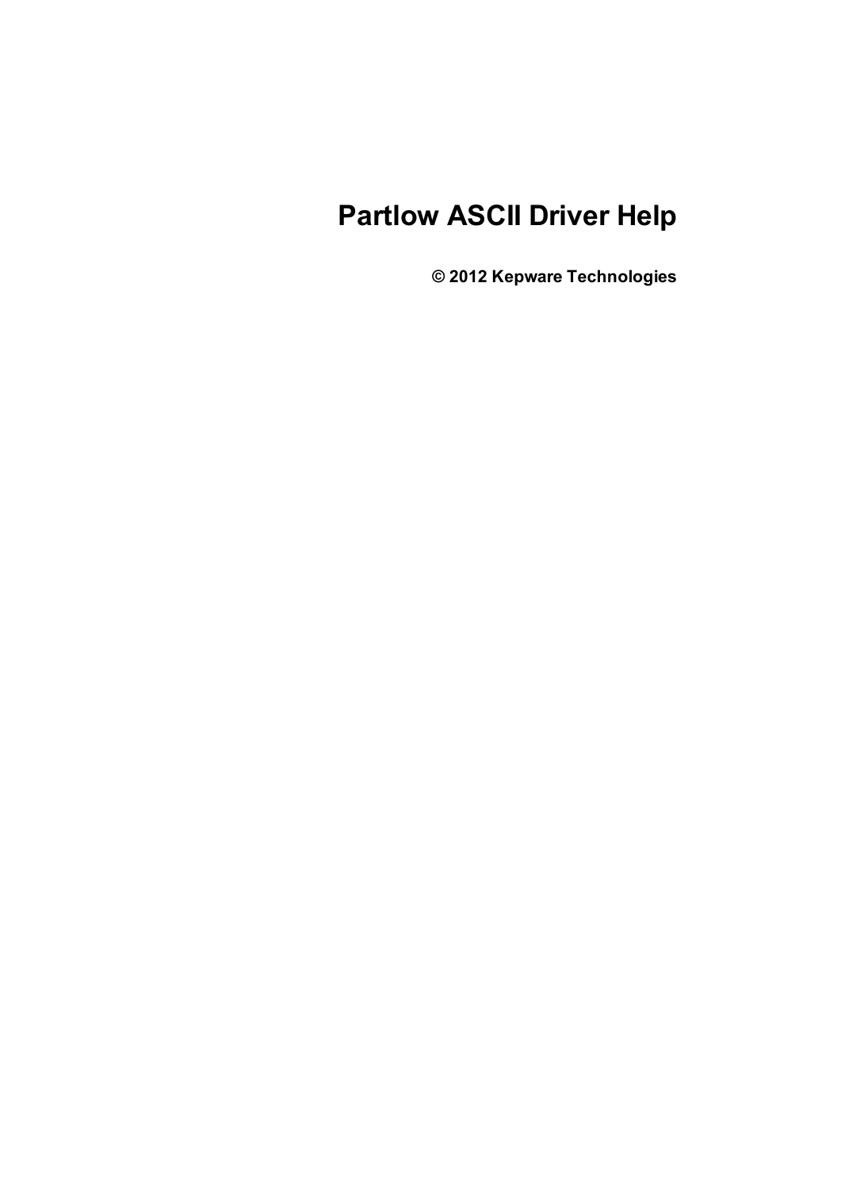# Partlow ASCII Driver Help

**© 2012 Kepware Technologies**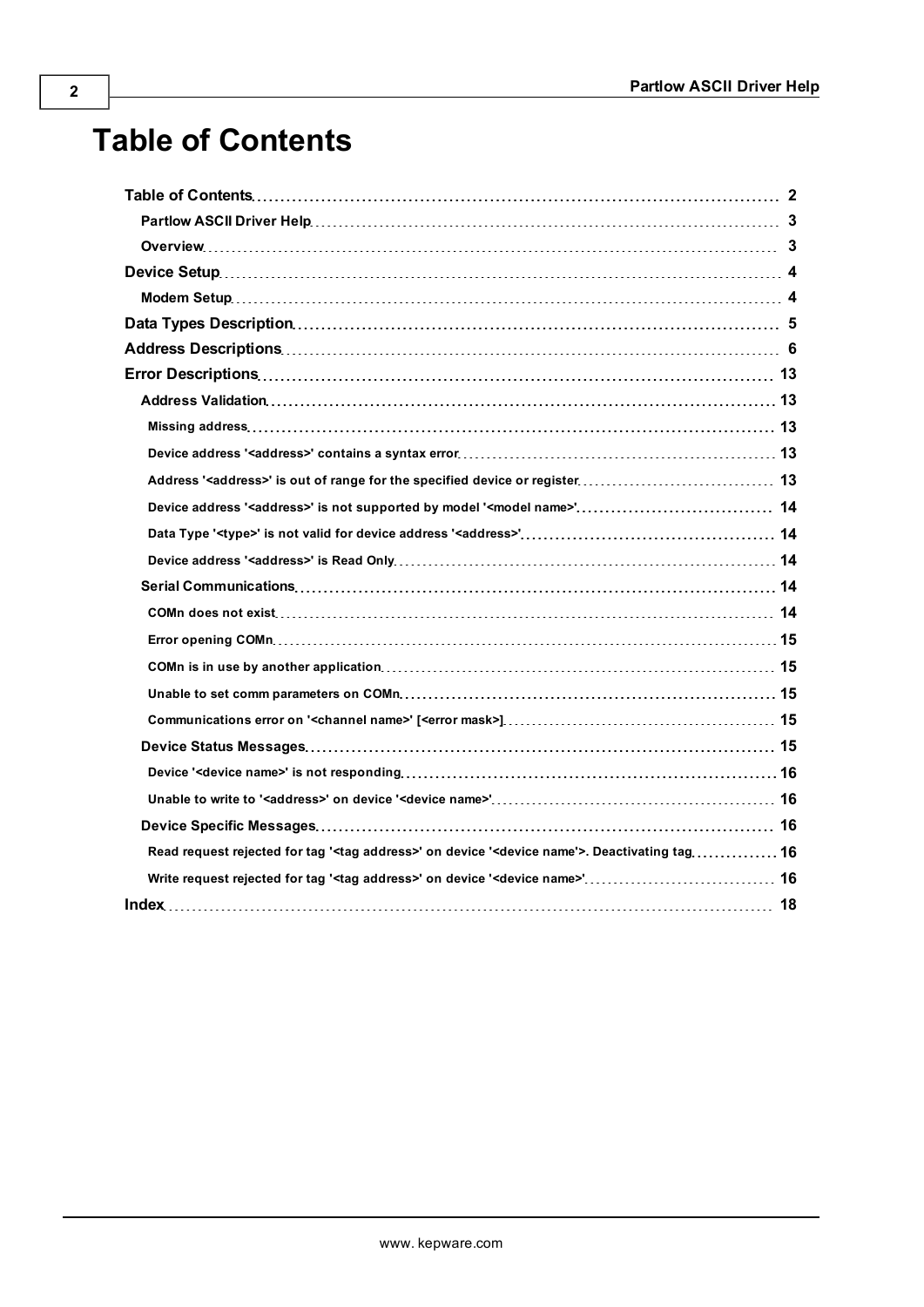# Table of Contents

- **Table of Contents** ... 2
  - **Partlow ASCII Driver Help** ... 3
  - **Overview** ... 3
- **Device Setup** ... 4
  - **Modem Setup** ... 4
- **Data Types Description** ... 5
- **Address Descriptions** ... 6
- **Error Descriptions** ... 13
  - **Address Validation** ... 13
    - Missing address ... 13
    - Device address '<address>' contains a syntax error ... 13
    - Address '<address>' is out of range for the specified device or register ... 13
    - Device address '<address>' is not supported by model '<model name>' ... 14
    - Data Type '<type>' is not valid for device address '<address>' ... 14
    - Device address '<address>' is Read Only ... 14
  - **Serial Communications** ... 14
    - COMn does not exist ... 14
    - Error opening COMn ... 15
    - COMn is in use by another application ... 15
    - Unable to set comm parameters on COMn ... 15
    - Communications error on '<channel name>' [<error mask>] ... 15
  - **Device Status Messages** ... 15
    - Device '<device name>' is not responding ... 16
    - Unable to write to '<address>' on device '<device name>' ... 16
  - **Device Specific Messages** ... 16
    - Read request rejected for tag '<tag address>' on device '<device name>'. Deactivating tag ... 16
    - Write request rejected for tag '<tag address>' on device '<device name>' ... 16
- **Index** ... 18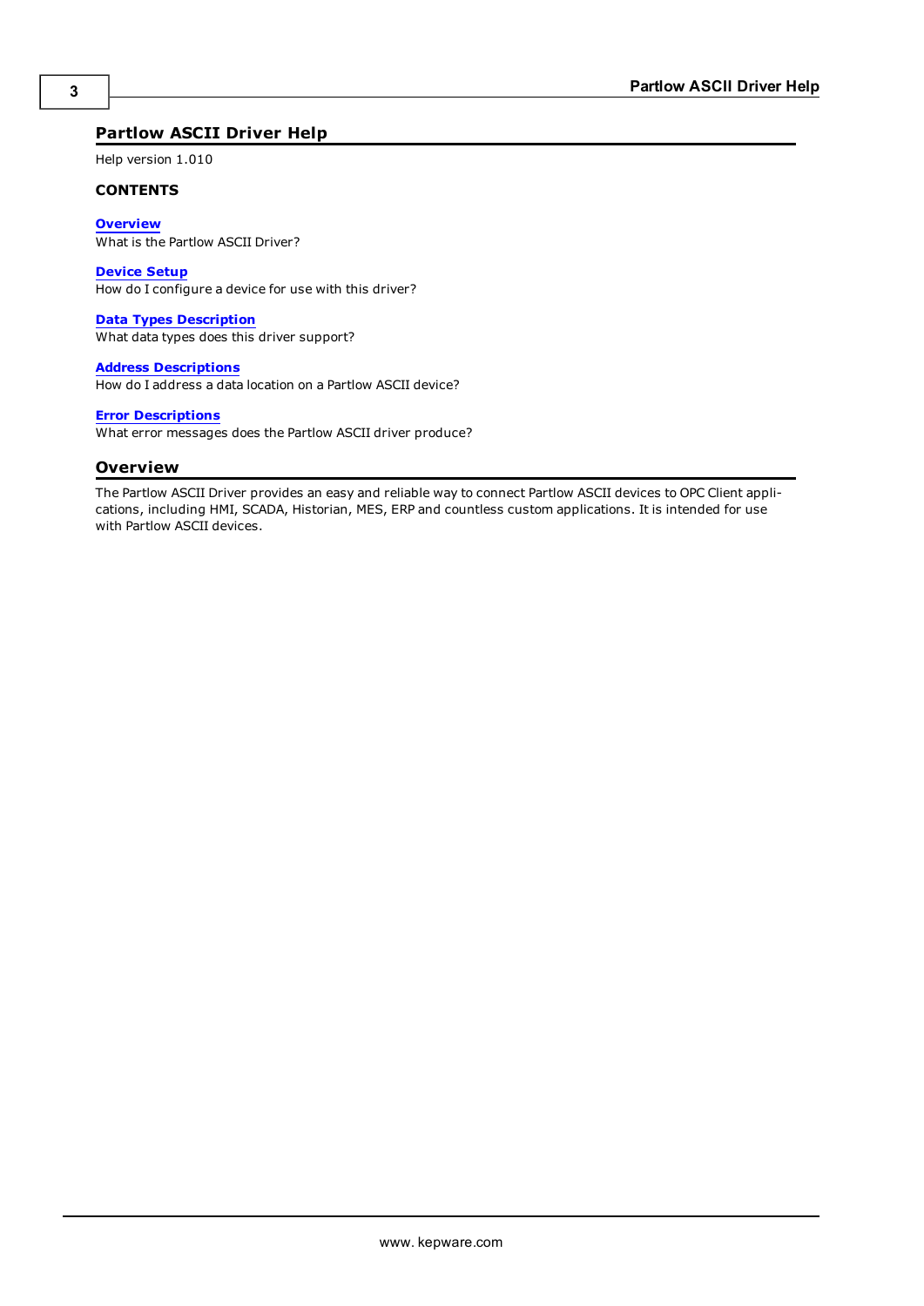# Partlow ASCII Driver Help

Help version 1.010

**CONTENTS**

**Overview**
What is the Partlow ASCII Driver?

**Device Setup**
How do I configure a device for use with this driver?

**Data Types Description**
What data types does this driver support?

**Address Descriptions**
How do I address a data location on a Partlow ASCII device?

**Error Descriptions**
What error messages does the Partlow ASCII driver produce?

## Overview

The Partlow ASCII Driver provides an easy and reliable way to connect Partlow ASCII devices to OPC Client applications, including HMI, SCADA, Historian, MES, ERP and countless custom applications. It is intended for use with Partlow ASCII devices.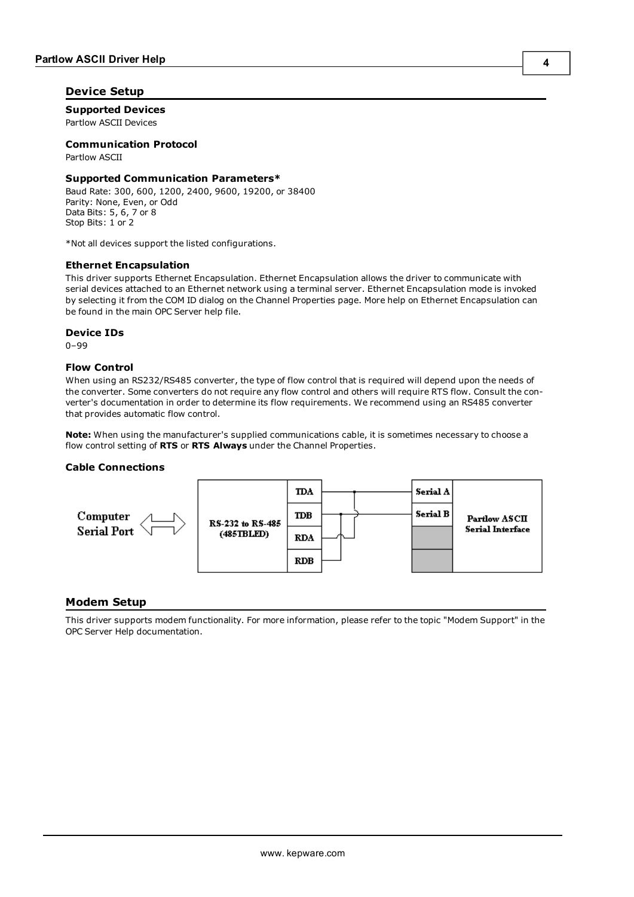## Device Setup

### Supported Devices

Partlow ASCII Devices

### Communication Protocol

Partlow ASCII

### Supported Communication Parameters*

Baud Rate: 300, 600, 1200, 2400, 9600, 19200, or 38400
Parity: None, Even, or Odd
Data Bits: 5, 6, 7 or 8
Stop Bits: 1 or 2

*Not all devices support the listed configurations.

### Ethernet Encapsulation

This driver supports Ethernet Encapsulation. Ethernet Encapsulation allows the driver to communicate with serial devices attached to an Ethernet network using a terminal server. Ethernet Encapsulation mode is invoked by selecting it from the COM ID dialog on the Channel Properties page. More help on Ethernet Encapsulation can be found in the main OPC Server help file.

### Device IDs

0–99

### Flow Control

When using an RS232/RS485 converter, the type of flow control that is required will depend upon the needs of the converter. Some converters do not require any flow control and others will require RTS flow. Consult the converter's documentation in order to determine its flow requirements. We recommend using an RS485 converter that provides automatic flow control.

**Note:** When using the manufacturer's supplied communications cable, it is sometimes necessary to choose a flow control setting of **RTS** or **RTS Always** under the Channel Properties.

### Cable Connections

Computer Serial Port ⟺ RS-232 to RS-485 (485TBLED): TDA, TDB, RDA, RDB — Partlow ASCII Serial Interface: Serial A, Serial B

## Modem Setup

This driver supports modem functionality. For more information, please refer to the topic "Modem Support" in the OPC Server Help documentation.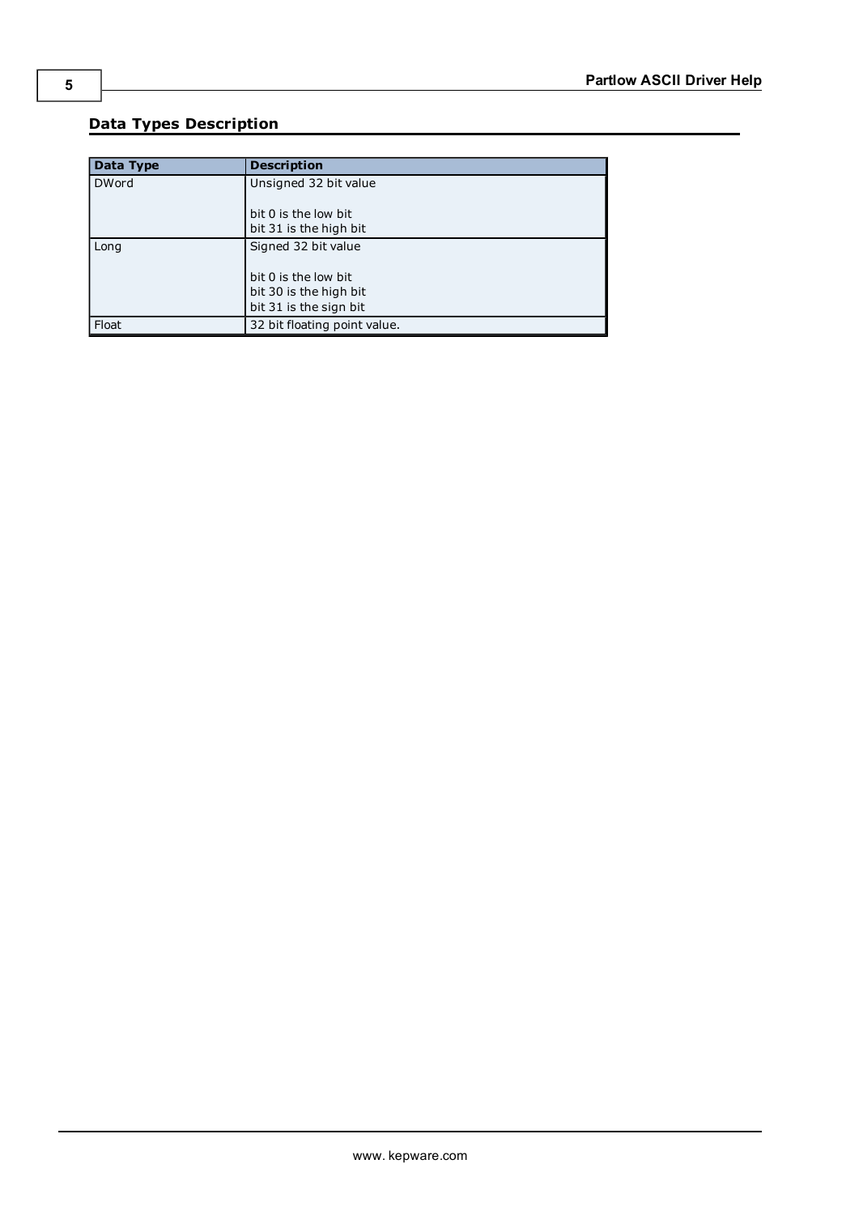## Data Types Description

| Data Type | Description |
|---|---|
| DWord | Unsigned 32 bit value<br><br>bit 0 is the low bit<br>bit 31 is the high bit |
| Long | Signed 32 bit value<br><br>bit 0 is the low bit<br>bit 30 is the high bit<br>bit 31 is the sign bit |
| Float | 32 bit floating point value. |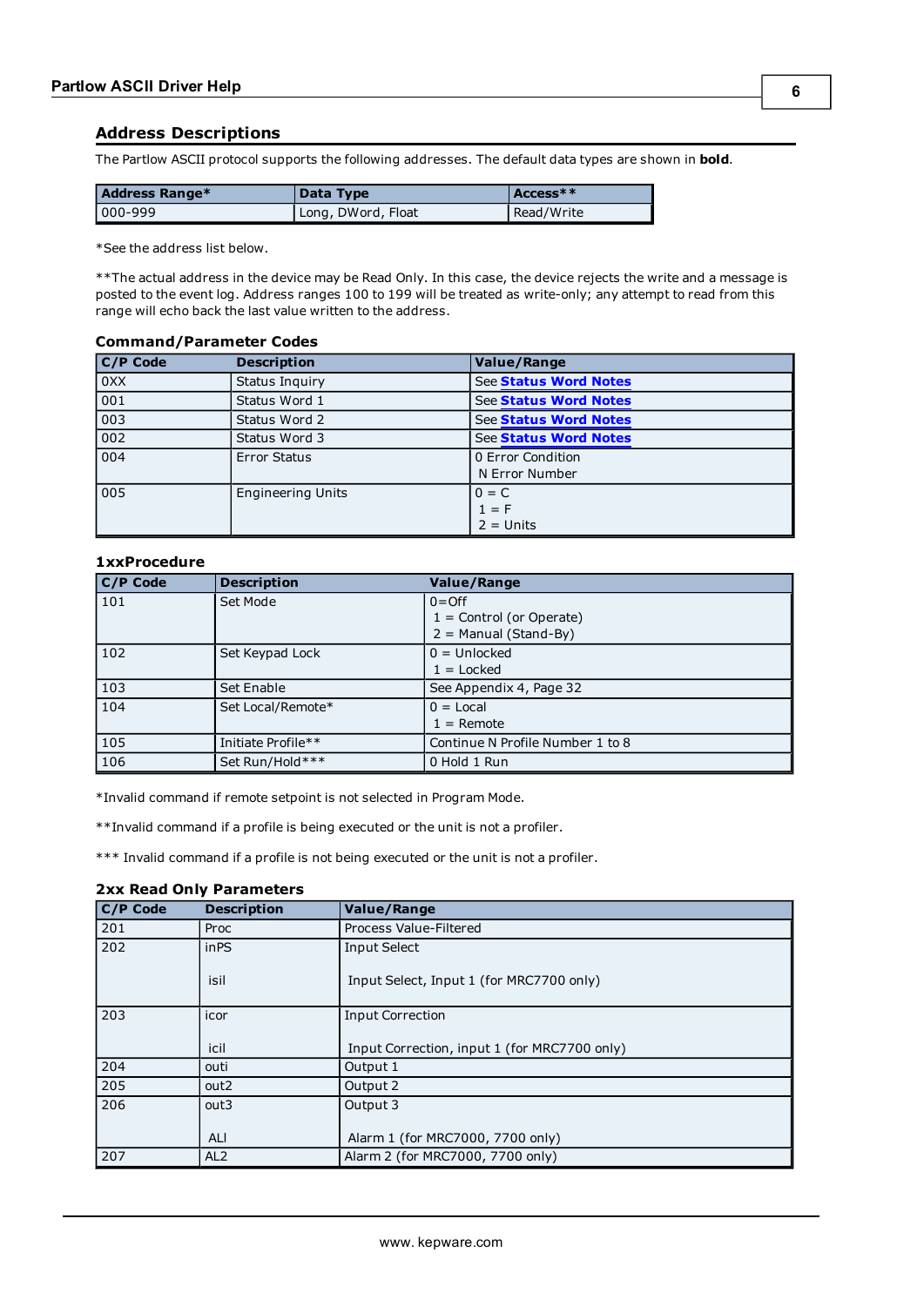## Address Descriptions

The Partlow ASCII protocol supports the following addresses. The default data types are shown in **bold**.

| Address Range* | Data Type | Access** |
|---|---|---|
| 000-999 | Long, DWord, Float | Read/Write |

*See the address list below.

**The actual address in the device may be Read Only. In this case, the device rejects the write and a message is posted to the event log. Address ranges 100 to 199 will be treated as write-only; any attempt to read from this range will echo back the last value written to the address.

### Command/Parameter Codes

| C/P Code | Description | Value/Range |
|---|---|---|
| 0XX | Status Inquiry | See **Status Word Notes** |
| 001 | Status Word 1 | See **Status Word Notes** |
| 003 | Status Word 2 | See **Status Word Notes** |
| 002 | Status Word 3 | See **Status Word Notes** |
| 004 | Error Status | 0 Error Condition<br>N Error Number |
| 005 | Engineering Units | 0 = C<br>1 = F<br>2 = Units |

### 1xxProcedure

| C/P Code | Description | Value/Range |
|---|---|---|
| 101 | Set Mode | 0=Off<br>1 = Control (or Operate)<br>2 = Manual (Stand-By) |
| 102 | Set Keypad Lock | 0 = Unlocked<br>1 = Locked |
| 103 | Set Enable | See Appendix 4, Page 32 |
| 104 | Set Local/Remote* | 0 = Local<br>1 = Remote |
| 105 | Initiate Profile** | Continue N Profile Number 1 to 8 |
| 106 | Set Run/Hold*** | 0 Hold 1 Run |

*Invalid command if remote setpoint is not selected in Program Mode.

**Invalid command if a profile is being executed or the unit is not a profiler.

*** Invalid command if a profile is not being executed or the unit is not a profiler.

### 2xx Read Only Parameters

| C/P Code | Description | Value/Range |
|---|---|---|
| 201 | Proc | Process Value-Filtered |
| 202 | inPS<br><br>isil | Input Select<br><br>Input Select, Input 1 (for MRC7700 only) |
| 203 | icor<br><br>icil | Input Correction<br><br>Input Correction, input 1 (for MRC7700 only) |
| 204 | outi | Output 1 |
| 205 | out2 | Output 2 |
| 206 | out3<br><br>ALI | Output 3<br><br>Alarm 1 (for MRC7000, 7700 only) |
| 207 | AL2 | Alarm 2 (for MRC7000, 7700 only) |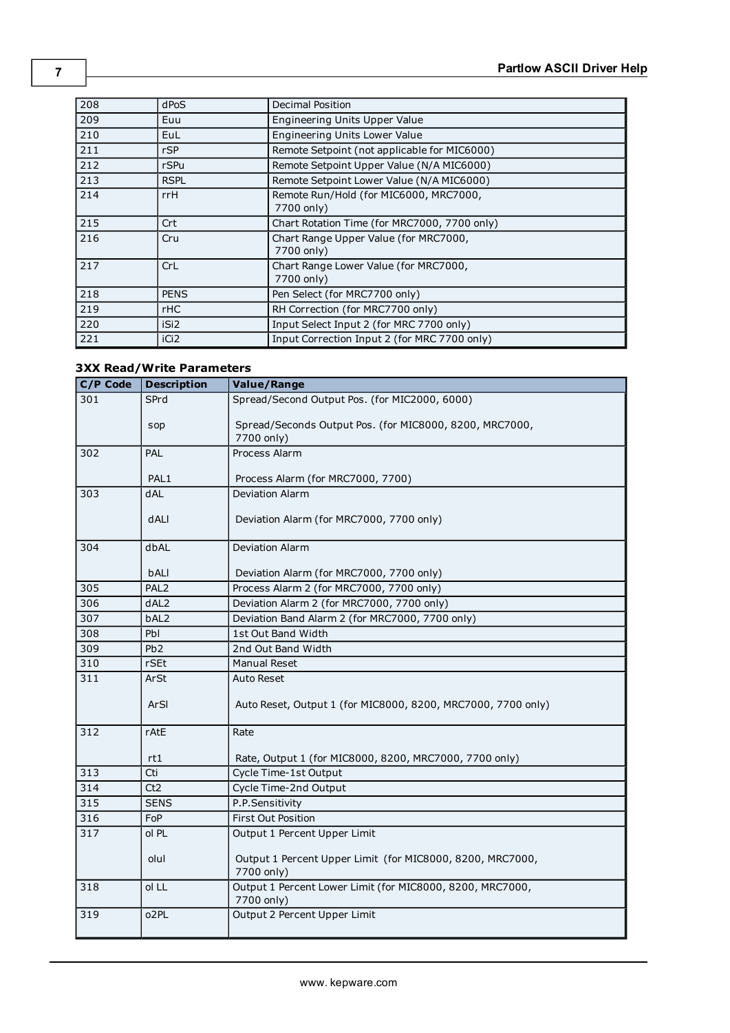| | | |
|---|---|---|
| 208 | dPoS | Decimal Position |
| 209 | Euu | Engineering Units Upper Value |
| 210 | EuL | Engineering Units Lower Value |
| 211 | rSP | Remote Setpoint (not applicable for MIC6000) |
| 212 | rSPu | Remote Setpoint Upper Value (N/A MIC6000) |
| 213 | RSPL | Remote Setpoint Lower Value (N/A MIC6000) |
| 214 | rrH | Remote Run/Hold (for MIC6000, MRC7000, 7700 only) |
| 215 | Crt | Chart Rotation Time (for MRC7000, 7700 only) |
| 216 | Cru | Chart Range Upper Value (for MRC7000, 7700 only) |
| 217 | CrL | Chart Range Lower Value (for MRC7000, 7700 only) |
| 218 | PENS | Pen Select (for MRC7700 only) |
| 219 | rHC | RH Correction (for MRC7700 only) |
| 220 | iSi2 | Input Select Input 2 (for MRC 7700 only) |
| 221 | iCi2 | Input Correction Input 2 (for MRC 7700 only) |

### 3XX Read/Write Parameters

| C/P Code | Description | Value/Range |
|---|---|---|
| 301 | SPrd<br><br>sop | Spread/Second Output Pos. (for MIC2000, 6000)<br><br>Spread/Seconds Output Pos. (for MIC8000, 8200, MRC7000, 7700 only) |
| 302 | PAL<br><br>PAL1 | Process Alarm<br><br>Process Alarm (for MRC7000, 7700) |
| 303 | dAL<br><br>dALl | Deviation Alarm<br><br>Deviation Alarm (for MRC7000, 7700 only) |
| 304 | dbAL<br><br>bALl | Deviation Alarm<br><br>Deviation Alarm (for MRC7000, 7700 only) |
| 305 | PAL2 | Process Alarm 2 (for MRC7000, 7700 only) |
| 306 | dAL2 | Deviation Alarm 2 (for MRC7000, 7700 only) |
| 307 | bAL2 | Deviation Band Alarm 2 (for MRC7000, 7700 only) |
| 308 | Pbl | 1st Out Band Width |
| 309 | Pb2 | 2nd Out Band Width |
| 310 | rSEt | Manual Reset |
| 311 | ArSt<br><br>ArSl | Auto Reset<br><br>Auto Reset, Output 1 (for MIC8000, 8200, MRC7000, 7700 only) |
| 312 | rAtE<br><br>rt1 | Rate<br><br>Rate, Output 1 (for MIC8000, 8200, MRC7000, 7700 only) |
| 313 | Cti | Cycle Time-1st Output |
| 314 | Ct2 | Cycle Time-2nd Output |
| 315 | SENS | P.P.Sensitivity |
| 316 | FoP | First Out Position |
| 317 | ol PL<br><br>olul | Output 1 Percent Upper Limit<br><br>Output 1 Percent Upper Limit (for MIC8000, 8200, MRC7000, 7700 only) |
| 318 | ol LL | Output 1 Percent Lower Limit (for MIC8000, 8200, MRC7000, 7700 only) |
| 319 | o2PL | Output 2 Percent Upper Limit |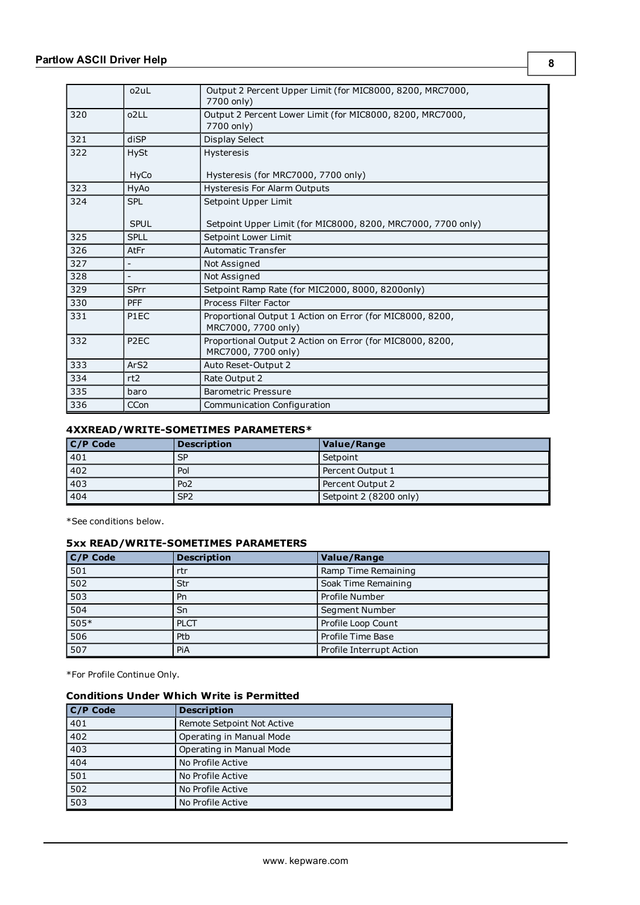| | | |
|---|---|---|
| | o2uL | Output 2 Percent Upper Limit (for MIC8000, 8200, MRC7000, 7700 only) |
| 320 | o2LL | Output 2 Percent Lower Limit (for MIC8000, 8200, MRC7000, 7700 only) |
| 321 | diSP | Display Select |
| 322 | HySt<br><br>HyCo | Hysteresis<br><br>Hysteresis (for MRC7000, 7700 only) |
| 323 | HyAo | Hysteresis For Alarm Outputs |
| 324 | SPL<br><br>SPUL | Setpoint Upper Limit<br><br>Setpoint Upper Limit (for MIC8000, 8200, MRC7000, 7700 only) |
| 325 | SPLL | Setpoint Lower Limit |
| 326 | AtFr | Automatic Transfer |
| 327 | - | Not Assigned |
| 328 | - | Not Assigned |
| 329 | SPrr | Setpoint Ramp Rate (for MIC2000, 8000, 8200only) |
| 330 | PFF | Process Filter Factor |
| 331 | P1EC | Proportional Output 1 Action on Error (for MIC8000, 8200, MRC7000, 7700 only) |
| 332 | P2EC | Proportional Output 2 Action on Error (for MIC8000, 8200, MRC7000, 7700 only) |
| 333 | ArS2 | Auto Reset-Output 2 |
| 334 | rt2 | Rate Output 2 |
| 335 | baro | Barometric Pressure |
| 336 | CCon | Communication Configuration |

### 4XXREAD/WRITE-SOMETIMES PARAMETERS*

| C/P Code | Description | Value/Range |
|---|---|---|
| 401 | SP | Setpoint |
| 402 | Pol | Percent Output 1 |
| 403 | Po2 | Percent Output 2 |
| 404 | SP2 | Setpoint 2 (8200 only) |

*See conditions below.

### 5xx READ/WRITE-SOMETIMES PARAMETERS

| C/P Code | Description | Value/Range |
|---|---|---|
| 501 | rtr | Ramp Time Remaining |
| 502 | Str | Soak Time Remaining |
| 503 | Pn | Profile Number |
| 504 | Sn | Segment Number |
| 505* | PLCT | Profile Loop Count |
| 506 | Ptb | Profile Time Base |
| 507 | PiA | Profile Interrupt Action |

*For Profile Continue Only.

### Conditions Under Which Write is Permitted

| C/P Code | Description |
|---|---|
| 401 | Remote Setpoint Not Active |
| 402 | Operating in Manual Mode |
| 403 | Operating in Manual Mode |
| 404 | No Profile Active |
| 501 | No Profile Active |
| 502 | No Profile Active |
| 503 | No Profile Active |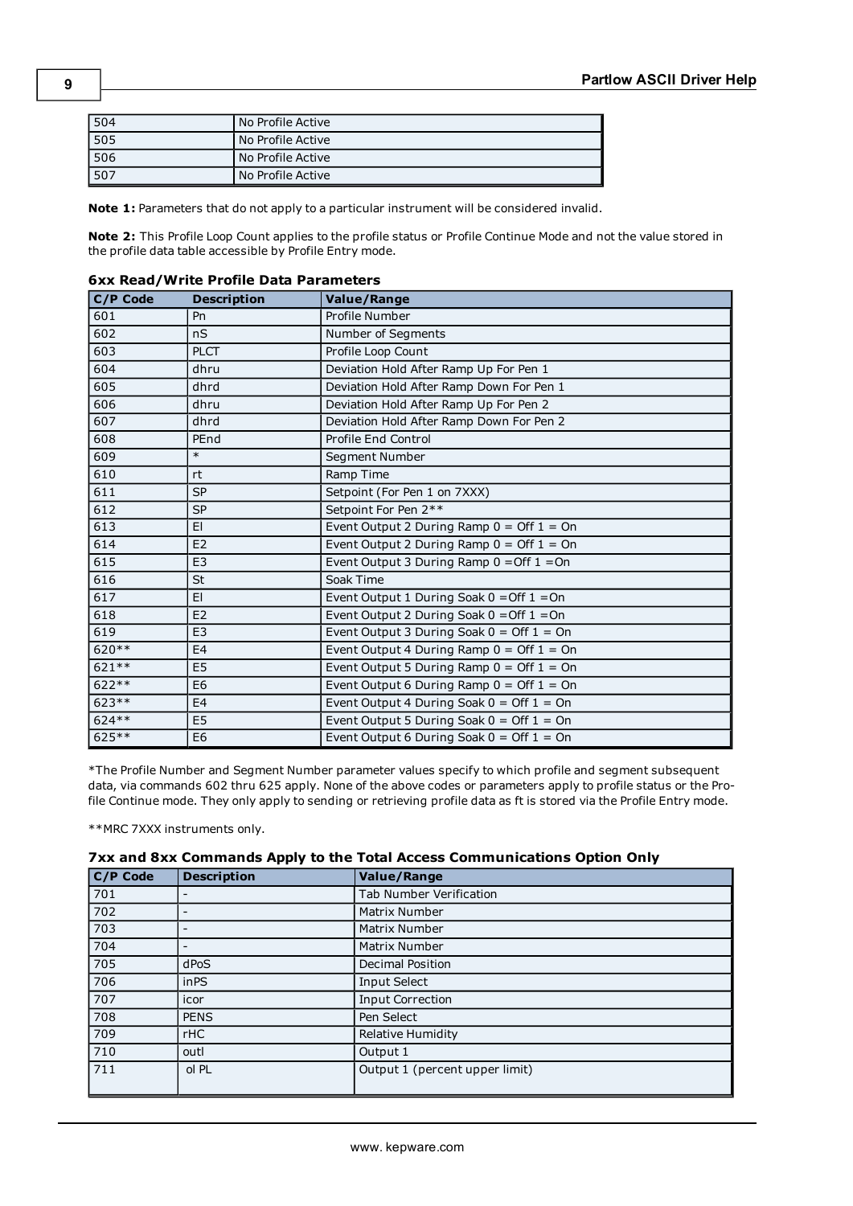| 504 | No Profile Active |
|---|---|
| 505 | No Profile Active |
| 506 | No Profile Active |
| 507 | No Profile Active |

**Note 1:** Parameters that do not apply to a particular instrument will be considered invalid.

**Note 2:** This Profile Loop Count applies to the profile status or Profile Continue Mode and not the value stored in the profile data table accessible by Profile Entry mode.

### 6xx Read/Write Profile Data Parameters

| C/P Code | Description | Value/Range |
|---|---|---|
| 601 | Pn | Profile Number |
| 602 | nS | Number of Segments |
| 603 | PLCT | Profile Loop Count |
| 604 | dhru | Deviation Hold After Ramp Up For Pen 1 |
| 605 | dhrd | Deviation Hold After Ramp Down For Pen 1 |
| 606 | dhru | Deviation Hold After Ramp Up For Pen 2 |
| 607 | dhrd | Deviation Hold After Ramp Down For Pen 2 |
| 608 | PEnd | Profile End Control |
| 609 | * | Segment Number |
| 610 | rt | Ramp Time |
| 611 | SP | Setpoint (For Pen 1 on 7XXX) |
| 612 | SP | Setpoint For Pen 2** |
| 613 | El | Event Output 2 During Ramp 0 = Off 1 = On |
| 614 | E2 | Event Output 2 During Ramp 0 = Off 1 = On |
| 615 | E3 | Event Output 3 During Ramp 0 =Off 1 =On |
| 616 | St | Soak Time |
| 617 | El | Event Output 1 During Soak 0 =Off 1 =On |
| 618 | E2 | Event Output 2 During Soak 0 =Off 1 =On |
| 619 | E3 | Event Output 3 During Soak 0 = Off 1 = On |
| 620** | E4 | Event Output 4 During Ramp 0 = Off 1 = On |
| 621** | E5 | Event Output 5 During Ramp 0 = Off 1 = On |
| 622** | E6 | Event Output 6 During Ramp 0 = Off 1 = On |
| 623** | E4 | Event Output 4 During Soak 0 = Off 1 = On |
| 624** | E5 | Event Output 5 During Soak 0 = Off 1 = On |
| 625** | E6 | Event Output 6 During Soak 0 = Off 1 = On |

*The Profile Number and Segment Number parameter values specify to which profile and segment subsequent data, via commands 602 thru 625 apply. None of the above codes or parameters apply to profile status or the Profile Continue mode. They only apply to sending or retrieving profile data as ft is stored via the Profile Entry mode.

**MRC 7XXX instruments only.

### 7xx and 8xx Commands Apply to the Total Access Communications Option Only

| C/P Code | Description | Value/Range |
|---|---|---|
| 701 | - | Tab Number Verification |
| 702 | - | Matrix Number |
| 703 | - | Matrix Number |
| 704 | - | Matrix Number |
| 705 | dPoS | Decimal Position |
| 706 | inPS | Input Select |
| 707 | icor | Input Correction |
| 708 | PENS | Pen Select |
| 709 | rHC | Relative Humidity |
| 710 | outl | Output 1 |
| 711 | ol PL | Output 1 (percent upper limit) |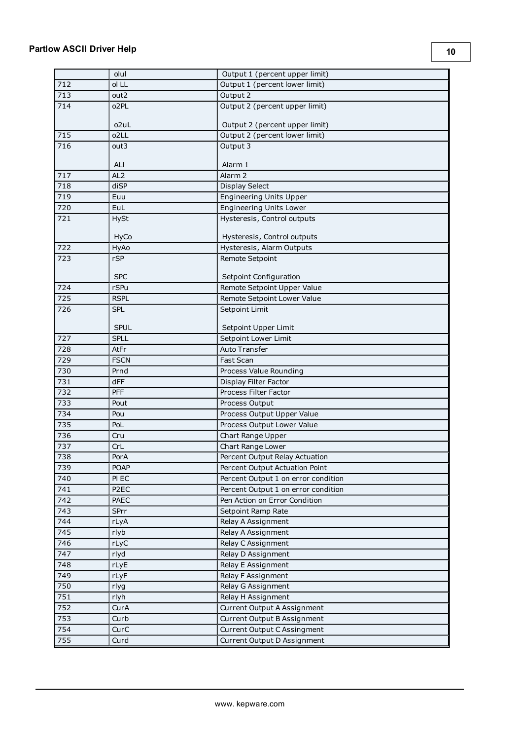|  | olul | Output 1 (percent upper limit) |
|---|---|---|
| 712 | ol LL | Output 1 (percent lower limit) |
| 713 | out2 | Output 2 |
| 714 | o2PL<br><br>o2uL | Output 2 (percent upper limit)<br><br>Output 2 (percent upper limit) |
| 715 | o2LL | Output 2 (percent lower limit) |
| 716 | out3<br><br>ALl | Output 3<br><br>Alarm 1 |
| 717 | AL2 | Alarm 2 |
| 718 | diSP | Display Select |
| 719 | Euu | Engineering Units Upper |
| 720 | EuL | Engineering Units Lower |
| 721 | HySt<br><br>HyCo | Hysteresis, Control outputs<br><br>Hysteresis, Control outputs |
| 722 | HyAo | Hysteresis, Alarm Outputs |
| 723 | rSP<br><br>SPC | Remote Setpoint<br><br>Setpoint Configuration |
| 724 | rSPu | Remote Setpoint Upper Value |
| 725 | RSPL | Remote Setpoint Lower Value |
| 726 | SPL<br><br>SPUL | Setpoint Limit<br><br>Setpoint Upper Limit |
| 727 | SPLL | Setpoint Lower Limit |
| 728 | AtFr | Auto Transfer |
| 729 | FSCN | Fast Scan |
| 730 | Prnd | Process Value Rounding |
| 731 | dFF | Display Filter Factor |
| 732 | PFF | Process Filter Factor |
| 733 | Pout | Process Output |
| 734 | Pou | Process Output Upper Value |
| 735 | PoL | Process Output Lower Value |
| 736 | Cru | Chart Range Upper |
| 737 | CrL | Chart Range Lower |
| 738 | PorA | Percent Output Relay Actuation |
| 739 | POAP | Percent Output Actuation Point |
| 740 | Pl EC | Percent Output 1 on error condition |
| 741 | P2EC | Percent Output 1 on error condition |
| 742 | PAEC | Pen Action on Error Condition |
| 743 | SPrr | Setpoint Ramp Rate |
| 744 | rLyA | Relay A Assignment |
| 745 | rlyb | Relay A Assignment |
| 746 | rLyC | Relay C Assignment |
| 747 | rlyd | Relay D Assignment |
| 748 | rLyE | Relay E Assignment |
| 749 | rLyF | Relay F Assignment |
| 750 | rlyg | Relay G Assignment |
| 751 | rlyh | Relay H Assignment |
| 752 | CurA | Current Output A Assignment |
| 753 | Curb | Current Output B Assignment |
| 754 | CurC | Current Output C Assingment |
| 755 | Curd | Current Output D Assignment |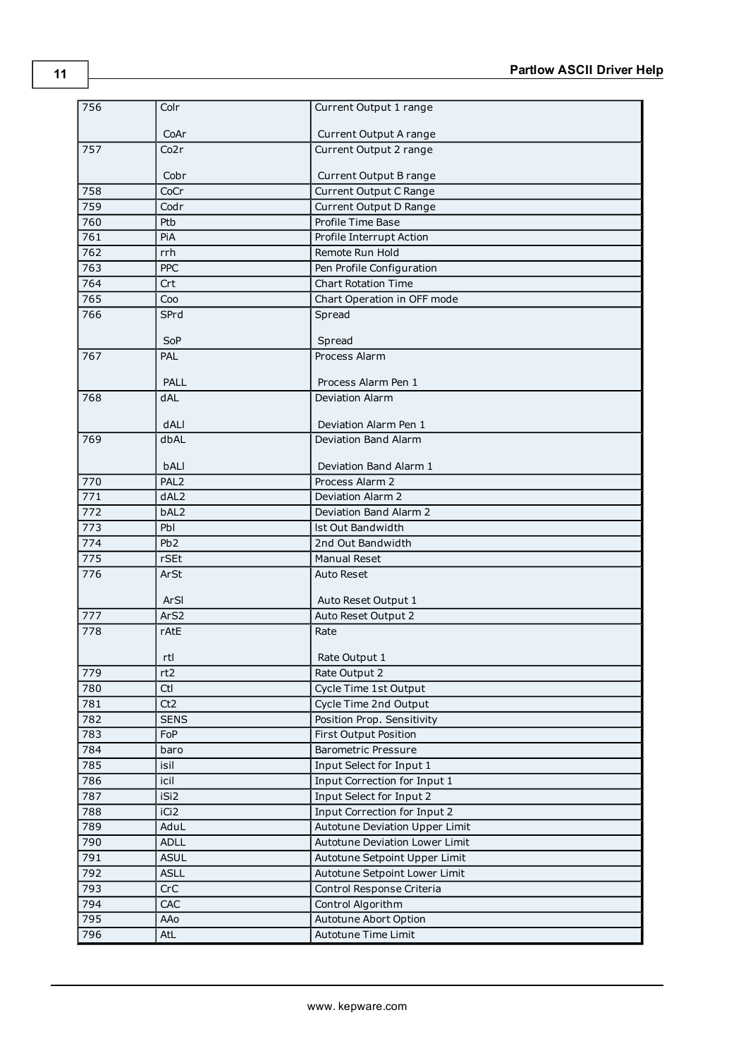| 756 | Colr<br><br>CoAr | Current Output 1 range<br><br>Current Output A range |
|---|---|---|
| 757 | Co2r<br><br>Cobr | Current Output 2 range<br><br>Current Output B range |
| 758 | CoCr | Current Output C Range |
| 759 | Codr | Current Output D Range |
| 760 | Ptb | Profile Time Base |
| 761 | PiA | Profile Interrupt Action |
| 762 | rrh | Remote Run Hold |
| 763 | PPC | Pen Profile Configuration |
| 764 | Crt | Chart Rotation Time |
| 765 | Coo | Chart Operation in OFF mode |
| 766 | SPrd<br><br>SoP | Spread<br><br>Spread |
| 767 | PAL<br><br>PALL | Process Alarm<br><br>Process Alarm Pen 1 |
| 768 | dAL<br><br>dALl | Deviation Alarm<br><br>Deviation Alarm Pen 1 |
| 769 | dbAL<br><br>bALl | Deviation Band Alarm<br><br>Deviation Band Alarm 1 |
| 770 | PAL2 | Process Alarm 2 |
| 771 | dAL2 | Deviation Alarm 2 |
| 772 | bAL2 | Deviation Band Alarm 2 |
| 773 | Pbl | lst Out Bandwidth |
| 774 | Pb2 | 2nd Out Bandwidth |
| 775 | rSEt | Manual Reset |
| 776 | ArSt<br><br>ArSl | Auto Reset<br><br>Auto Reset Output 1 |
| 777 | ArS2 | Auto Reset Output 2 |
| 778 | rAtE<br><br>rtl | Rate<br><br>Rate Output 1 |
| 779 | rt2 | Rate Output 2 |
| 780 | Ctl | Cycle Time 1st Output |
| 781 | Ct2 | Cycle Time 2nd Output |
| 782 | SENS | Position Prop. Sensitivity |
| 783 | FoP | First Output Position |
| 784 | baro | Barometric Pressure |
| 785 | isil | Input Select for Input 1 |
| 786 | icil | Input Correction for Input 1 |
| 787 | iSi2 | Input Select for Input 2 |
| 788 | iCi2 | Input Correction for Input 2 |
| 789 | AduL | Autotune Deviation Upper Limit |
| 790 | ADLL | Autotune Deviation Lower Limit |
| 791 | ASUL | Autotune Setpoint Upper Limit |
| 792 | ASLL | Autotune Setpoint Lower Limit |
| 793 | CrC | Control Response Criteria |
| 794 | CAC | Control Algorithm |
| 795 | AAo | Autotune Abort Option |
| 796 | AtL | Autotune Time Limit |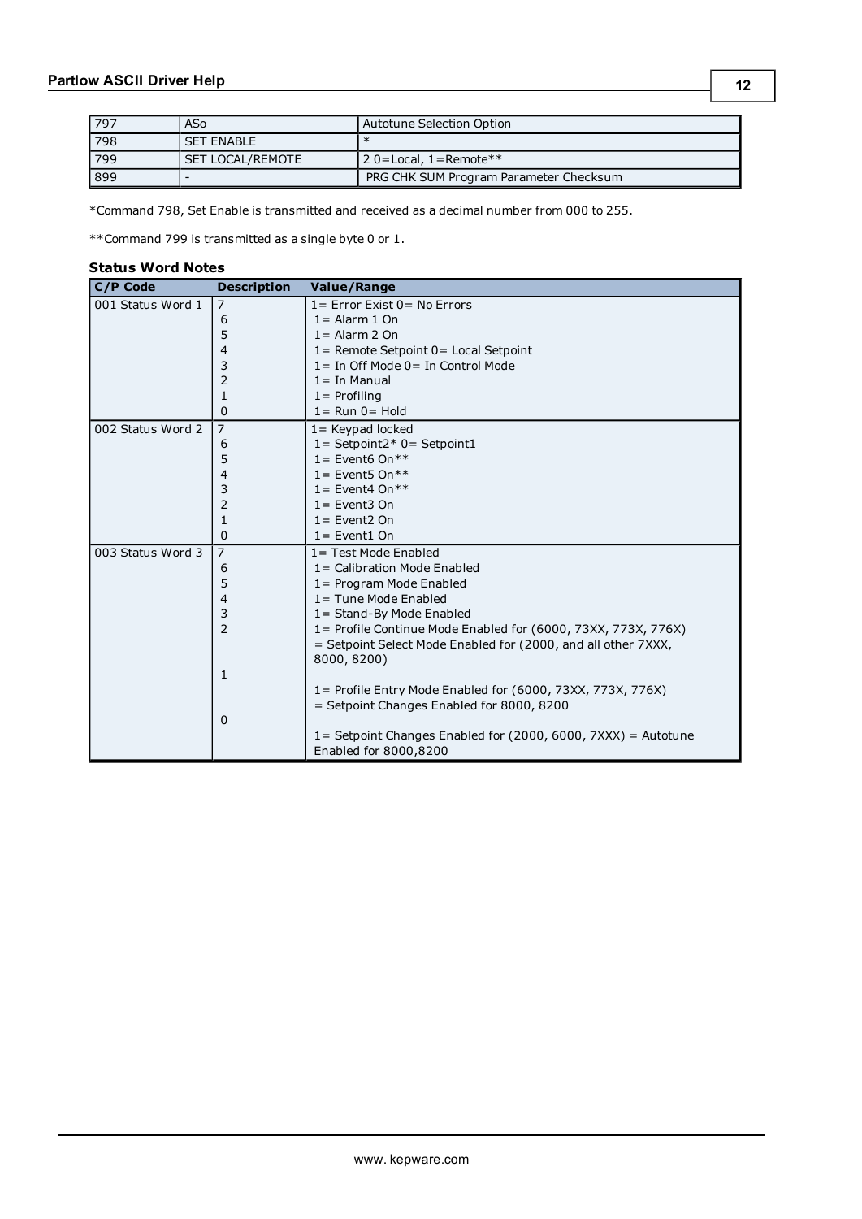| 797 | ASo | Autotune Selection Option |
|---|---|---|
| 798 | SET ENABLE | * |
| 799 | SET LOCAL/REMOTE | 2 0=Local, 1=Remote** |
| 899 | - | PRG CHK SUM Program Parameter Checksum |

*Command 798, Set Enable is transmitted and received as a decimal number from 000 to 255.

**Command 799 is transmitted as a single byte 0 or 1.

**Status Word Notes**

| C/P Code | Description | Value/Range |
|---|---|---|
| 001 Status Word 1 | 7 | 1= Error Exist 0= No Errors |
| | 6 | 1= Alarm 1 On |
| | 5 | 1= Alarm 2 On |
| | 4 | 1= Remote Setpoint 0= Local Setpoint |
| | 3 | 1= In Off Mode 0= In Control Mode |
| | 2 | 1= In Manual |
| | 1 | 1= Profiling |
| | 0 | 1= Run 0= Hold |
| 002 Status Word 2 | 7 | 1= Keypad locked |
| | 6 | 1= Setpoint2* 0= Setpoint1 |
| | 5 | 1= Event6 On** |
| | 4 | 1= Event5 On** |
| | 3 | 1= Event4 On** |
| | 2 | 1= Event3 On |
| | 1 | 1= Event2 On |
| | 0 | 1= Event1 On |
| 003 Status Word 3 | 7 | 1= Test Mode Enabled |
| | 6 | 1= Calibration Mode Enabled |
| | 5 | 1= Program Mode Enabled |
| | 4 | 1= Tune Mode Enabled |
| | 3 | 1= Stand-By Mode Enabled |
| | 2 | 1= Profile Continue Mode Enabled for (6000, 73XX, 773X, 776X) = Setpoint Select Mode Enabled for (2000, and all other 7XXX, 8000, 8200) |
| | 1 | 1= Profile Entry Mode Enabled for (6000, 73XX, 773X, 776X) = Setpoint Changes Enabled for 8000, 8200 |
| | 0 | 1= Setpoint Changes Enabled for (2000, 6000, 7XXX) = Autotune Enabled for 8000,8200 |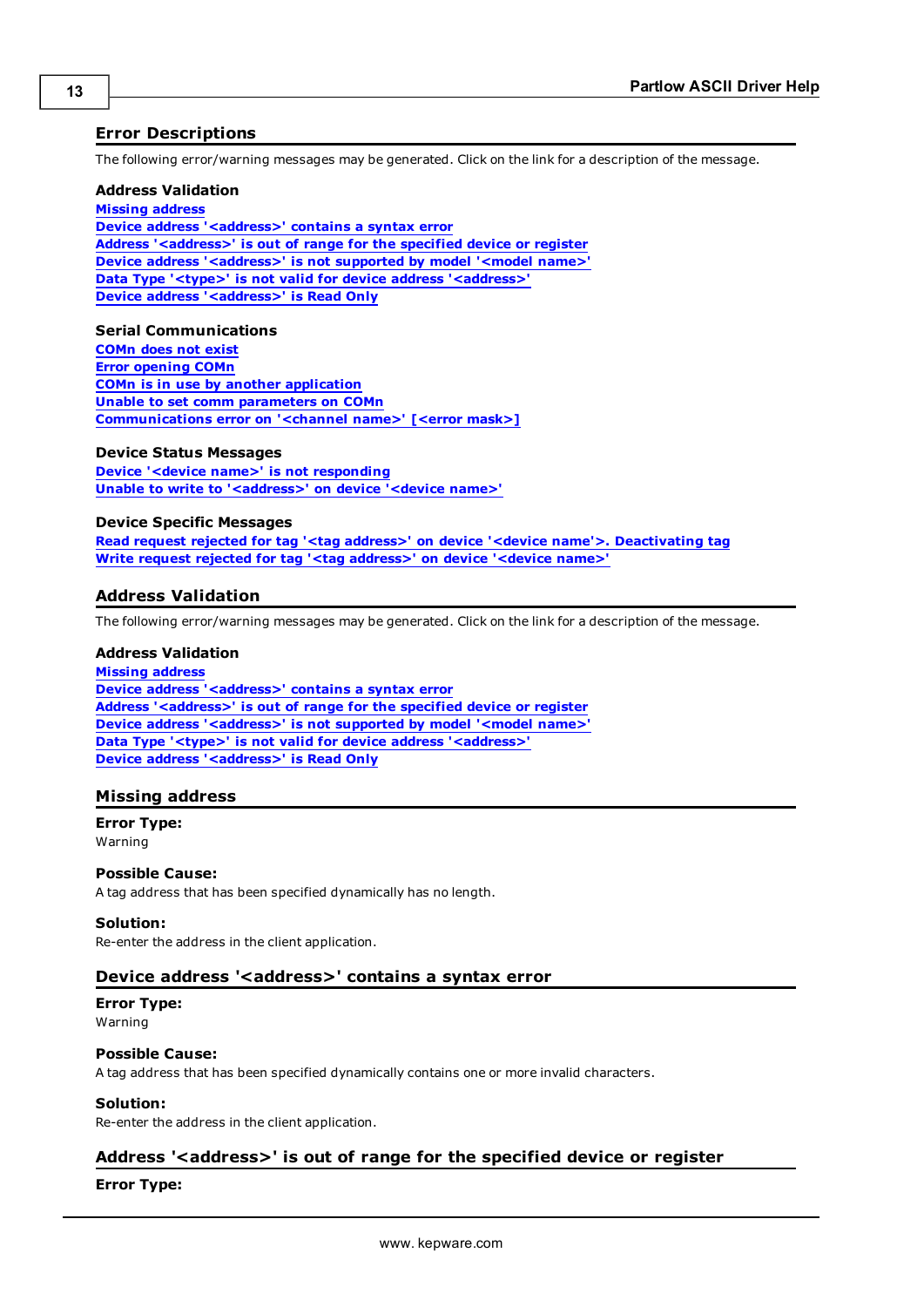## Error Descriptions

The following error/warning messages may be generated. Click on the link for a description of the message.

**Address Validation**

Missing address
Device address '<address>' contains a syntax error
Address '<address>' is out of range for the specified device or register
Device address '<address>' is not supported by model '<model name>'
Data Type '<type>' is not valid for device address '<address>'
Device address '<address>' is Read Only

**Serial Communications**

COMn does not exist
Error opening COMn
COMn is in use by another application
Unable to set comm parameters on COMn
Communications error on '<channel name>' [<error mask>]

**Device Status Messages**

Device '<device name>' is not responding
Unable to write to '<address>' on device '<device name>'

**Device Specific Messages**

Read request rejected for tag '<tag address>' on device '<device name>'. Deactivating tag
Write request rejected for tag '<tag address>' on device '<device name>'

## Address Validation

The following error/warning messages may be generated. Click on the link for a description of the message.

**Address Validation**

Missing address
Device address '<address>' contains a syntax error
Address '<address>' is out of range for the specified device or register
Device address '<address>' is not supported by model '<model name>'
Data Type '<type>' is not valid for device address '<address>'
Device address '<address>' is Read Only

## Missing address

**Error Type:**
Warning

**Possible Cause:**
A tag address that has been specified dynamically has no length.

**Solution:**
Re-enter the address in the client application.

## Device address '<address>' contains a syntax error

**Error Type:**
Warning

**Possible Cause:**
A tag address that has been specified dynamically contains one or more invalid characters.

**Solution:**
Re-enter the address in the client application.

## Address '<address>' is out of range for the specified device or register

**Error Type:**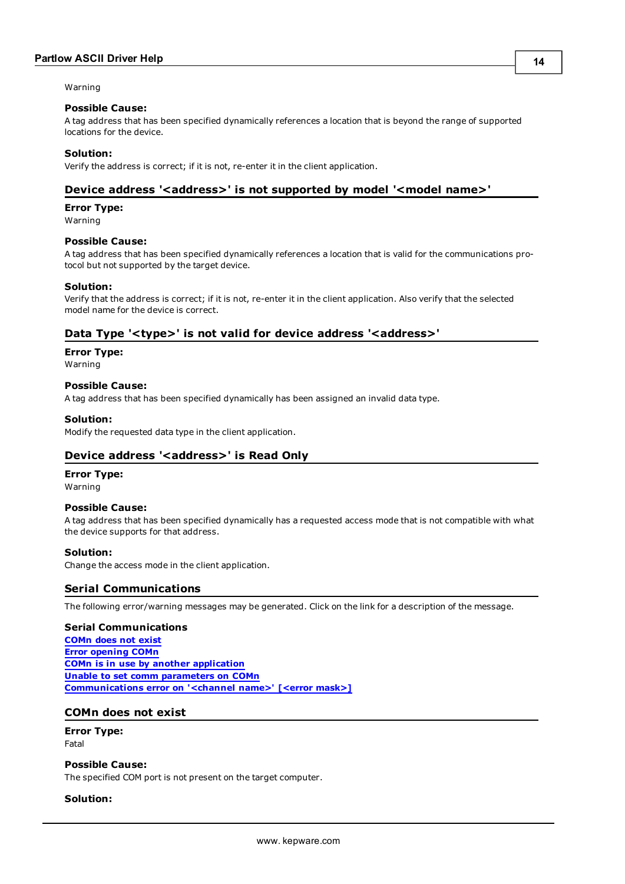Warning

**Possible Cause:**
A tag address that has been specified dynamically references a location that is beyond the range of supported locations for the device.

**Solution:**
Verify the address is correct; if it is not, re-enter it in the client application.

## Device address '<address>' is not supported by model '<model name>'

**Error Type:**
Warning

**Possible Cause:**
A tag address that has been specified dynamically references a location that is valid for the communications protocol but not supported by the target device.

**Solution:**
Verify that the address is correct; if it is not, re-enter it in the client application. Also verify that the selected model name for the device is correct.

## Data Type '<type>' is not valid for device address '<address>'

**Error Type:**
Warning

**Possible Cause:**
A tag address that has been specified dynamically has been assigned an invalid data type.

**Solution:**
Modify the requested data type in the client application.

## Device address '<address>' is Read Only

**Error Type:**
Warning

**Possible Cause:**
A tag address that has been specified dynamically has a requested access mode that is not compatible with what the device supports for that address.

**Solution:**
Change the access mode in the client application.

## Serial Communications

The following error/warning messages may be generated. Click on the link for a description of the message.

**Serial Communications**
[COMn does not exist]
[Error opening COMn]
[COMn is in use by another application]
[Unable to set comm parameters on COMn]
[Communications error on '<channel name>' [<error mask>]]

## COMn does not exist

**Error Type:**
Fatal

**Possible Cause:**
The specified COM port is not present on the target computer.

**Solution:**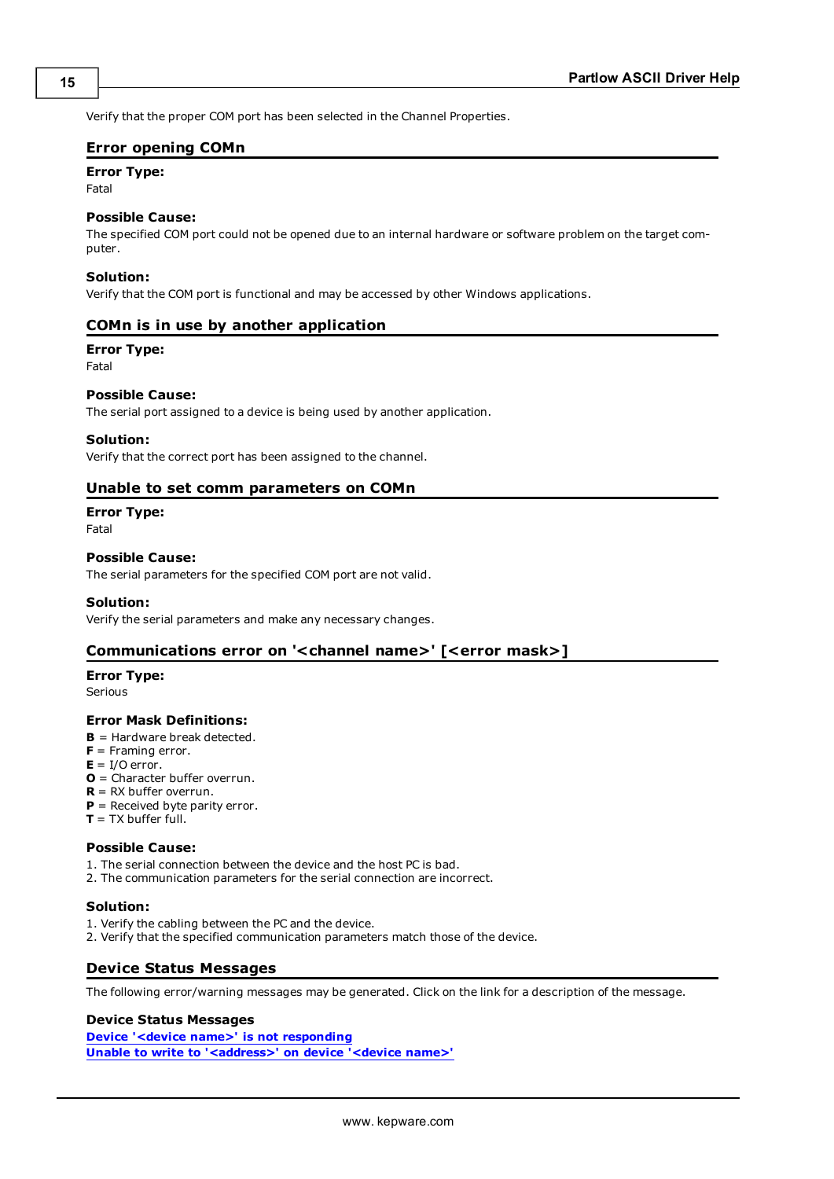Verify that the proper COM port has been selected in the Channel Properties.

## Error opening COMn

**Error Type:**
Fatal

**Possible Cause:**
The specified COM port could not be opened due to an internal hardware or software problem on the target computer.

**Solution:**
Verify that the COM port is functional and may be accessed by other Windows applications.

## COMn is in use by another application

**Error Type:**
Fatal

**Possible Cause:**
The serial port assigned to a device is being used by another application.

**Solution:**
Verify that the correct port has been assigned to the channel.

## Unable to set comm parameters on COMn

**Error Type:**
Fatal

**Possible Cause:**
The serial parameters for the specified COM port are not valid.

**Solution:**
Verify the serial parameters and make any necessary changes.

## Communications error on '<channel name>' [<error mask>]

**Error Type:**
Serious

**Error Mask Definitions:**
**B** = Hardware break detected.
**F** = Framing error.
**E** = I/O error.
**O** = Character buffer overrun.
**R** = RX buffer overrun.
**P** = Received byte parity error.
**T** = TX buffer full.

**Possible Cause:**
1. The serial connection between the device and the host PC is bad.
2. The communication parameters for the serial connection are incorrect.

**Solution:**
1. Verify the cabling between the PC and the device.
2. Verify that the specified communication parameters match those of the device.

## Device Status Messages

The following error/warning messages may be generated. Click on the link for a description of the message.

**Device Status Messages**
**Device '<device name>' is not responding**
**Unable to write to '<address>' on device '<device name>'**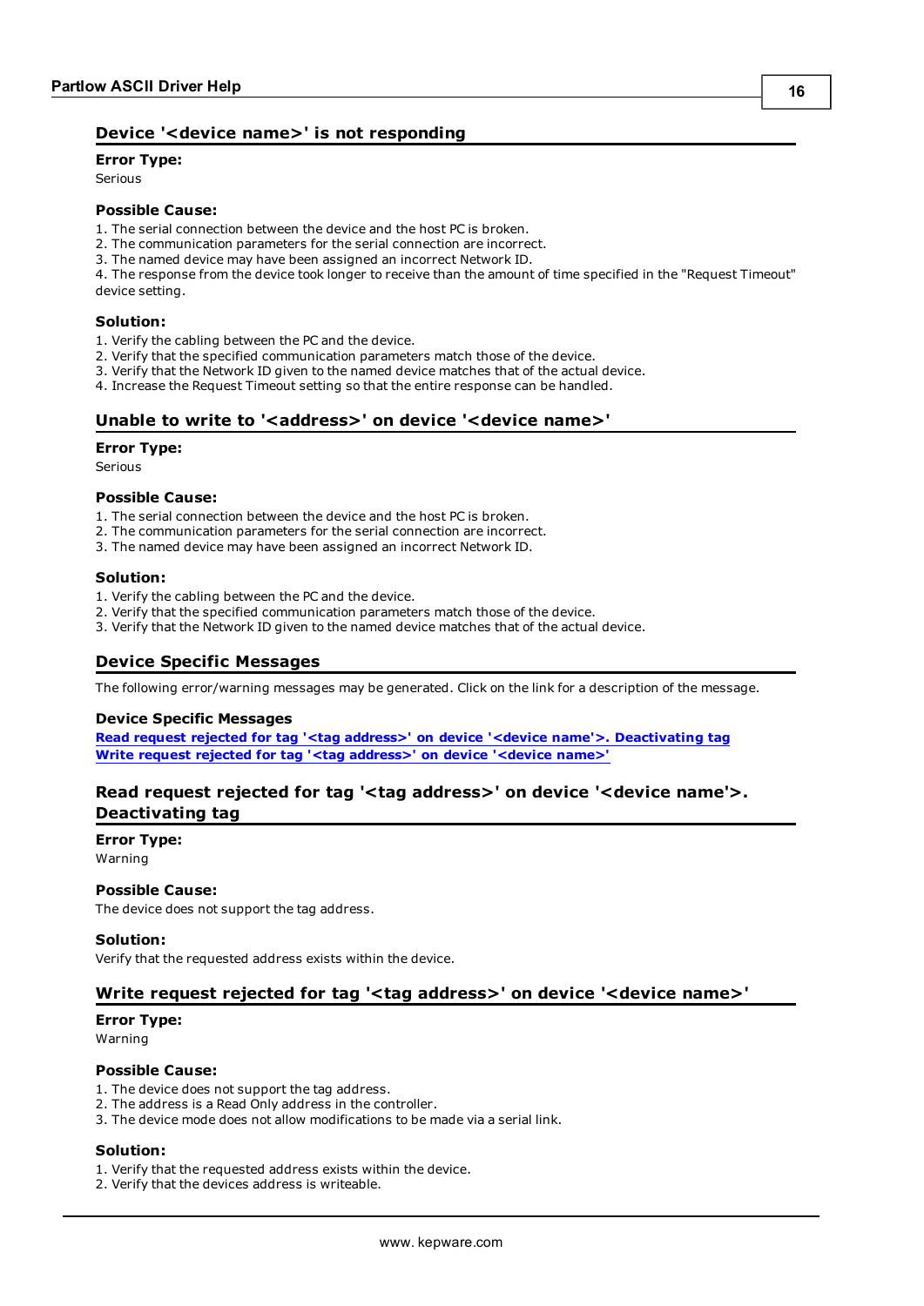## Device '<device name>' is not responding

**Error Type:**
Serious

**Possible Cause:**
1. The serial connection between the device and the host PC is broken.
2. The communication parameters for the serial connection are incorrect.
3. The named device may have been assigned an incorrect Network ID.
4. The response from the device took longer to receive than the amount of time specified in the "Request Timeout" device setting.

**Solution:**
1. Verify the cabling between the PC and the device.
2. Verify that the specified communication parameters match those of the device.
3. Verify that the Network ID given to the named device matches that of the actual device.
4. Increase the Request Timeout setting so that the entire response can be handled.

## Unable to write to '<address>' on device '<device name>'

**Error Type:**
Serious

**Possible Cause:**
1. The serial connection between the device and the host PC is broken.
2. The communication parameters for the serial connection are incorrect.
3. The named device may have been assigned an incorrect Network ID.

**Solution:**
1. Verify the cabling between the PC and the device.
2. Verify that the specified communication parameters match those of the device.
3. Verify that the Network ID given to the named device matches that of the actual device.

## Device Specific Messages

The following error/warning messages may be generated. Click on the link for a description of the message.

**Device Specific Messages**
**Read request rejected for tag '<tag address>' on device '<device name>'. Deactivating tag**
**Write request rejected for tag '<tag address>' on device '<device name>'**

## Read request rejected for tag '<tag address>' on device '<device name>'. Deactivating tag

**Error Type:**
Warning

**Possible Cause:**
The device does not support the tag address.

**Solution:**
Verify that the requested address exists within the device.

## Write request rejected for tag '<tag address>' on device '<device name>'

**Error Type:**
Warning

**Possible Cause:**
1. The device does not support the tag address.
2. The address is a Read Only address in the controller.
3. The device mode does not allow modifications to be made via a serial link.

**Solution:**
1. Verify that the requested address exists within the device.
2. Verify that the devices address is writeable.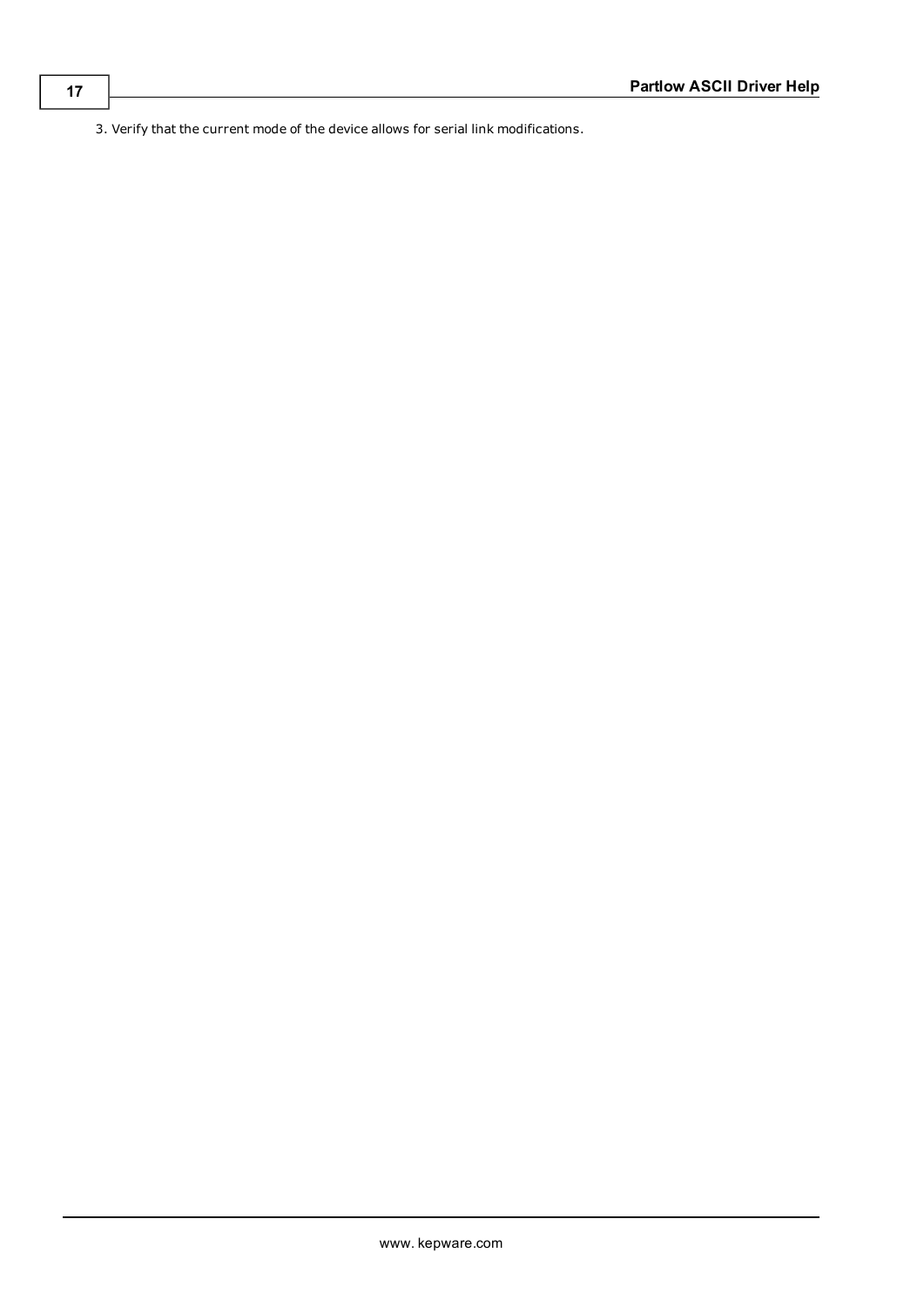3. Verify that the current mode of the device allows for serial link modifications.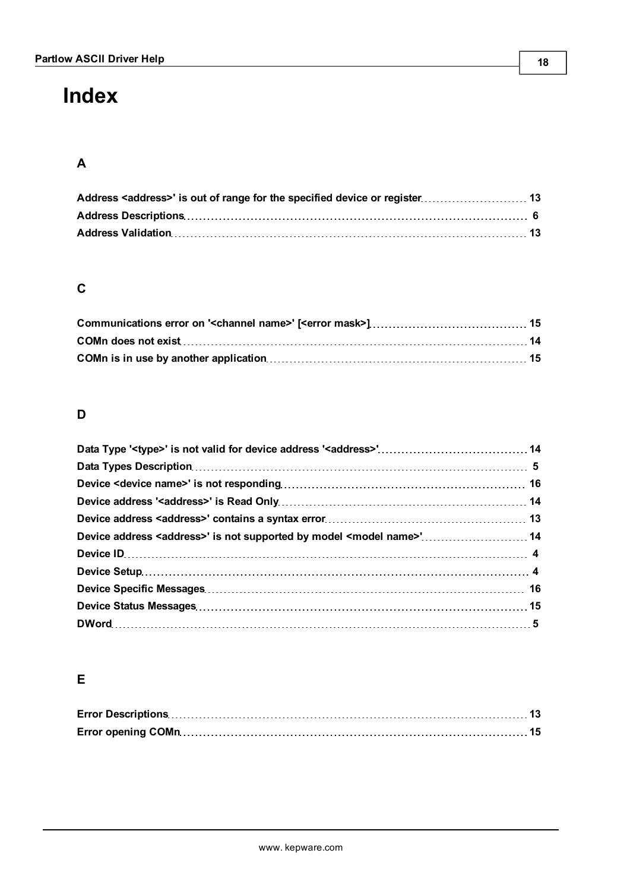# Index

## A

Address <address>' is out of range for the specified device or register ........ 13
Address Descriptions ........ 6
Address Validation ........ 13

## C

Communications error on '<channel name>' [<error mask>] ........ 15
COMn does not exist ........ 14
COMn is in use by another application ........ 15

## D

Data Type '<type>' is not valid for device address '<address>' ........ 14
Data Types Description ........ 5
Device <device name>' is not responding ........ 16
Device address '<address>' is Read Only ........ 14
Device address <address>' contains a syntax error ........ 13
Device address <address>' is not supported by model <model name>' ........ 14
Device ID ........ 4
Device Setup ........ 4
Device Specific Messages ........ 16
Device Status Messages ........ 15
DWord ........ 5

## E

Error Descriptions ........ 13
Error opening COMn ........ 15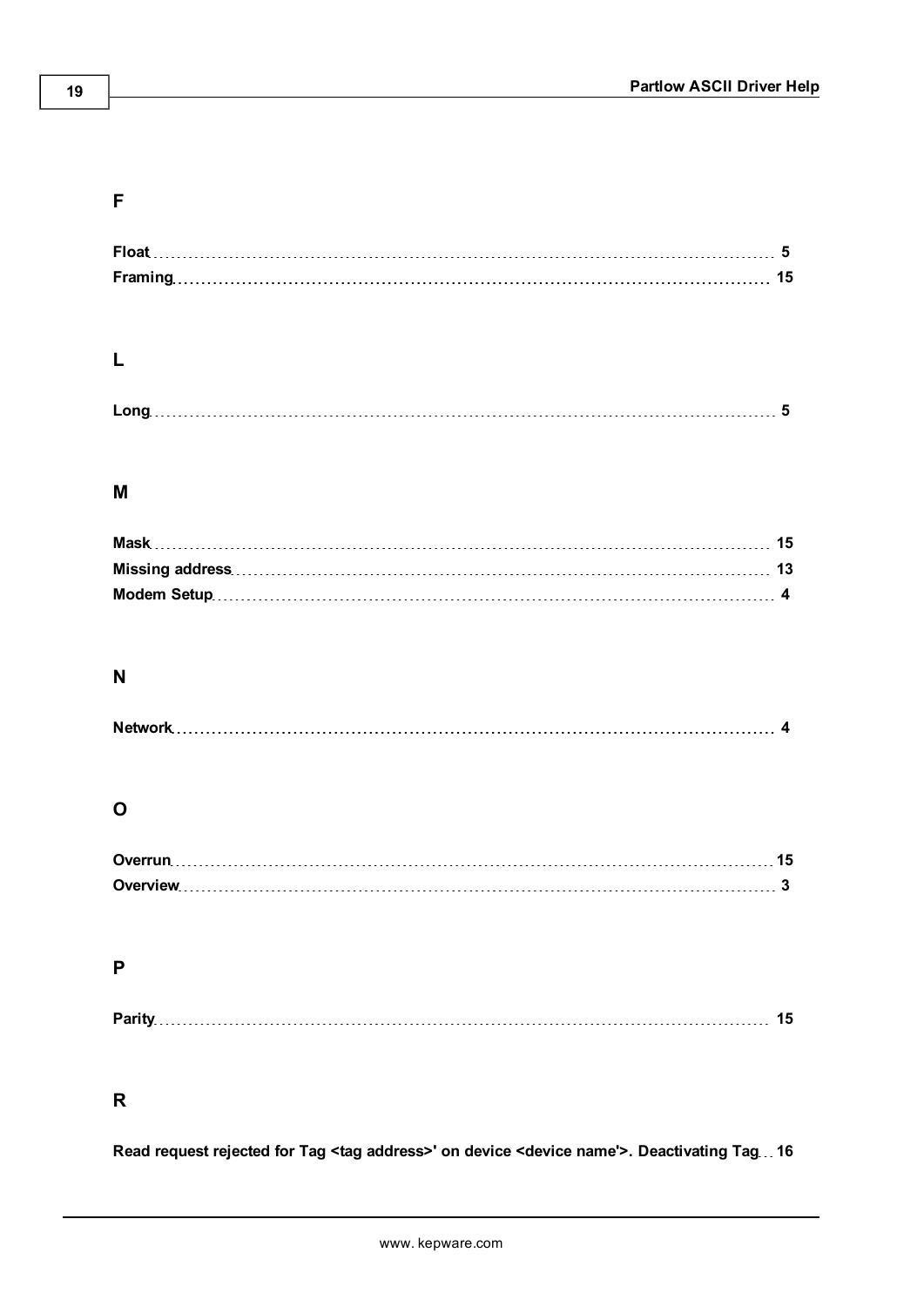## F

**Float** ........ 5
**Framing** ........ 15

## L

**Long** ........ 5

## M

**Mask** ........ 15
**Missing address** ........ 13
**Modem Setup** ........ 4

## N

**Network** ........ 4

## O

**Overrun** ........ 15
**Overview** ........ 3

## P

**Parity** ........ 15

## R

**Read request rejected for Tag <tag address>' on device <device name'>. Deactivating Tag** ........ 16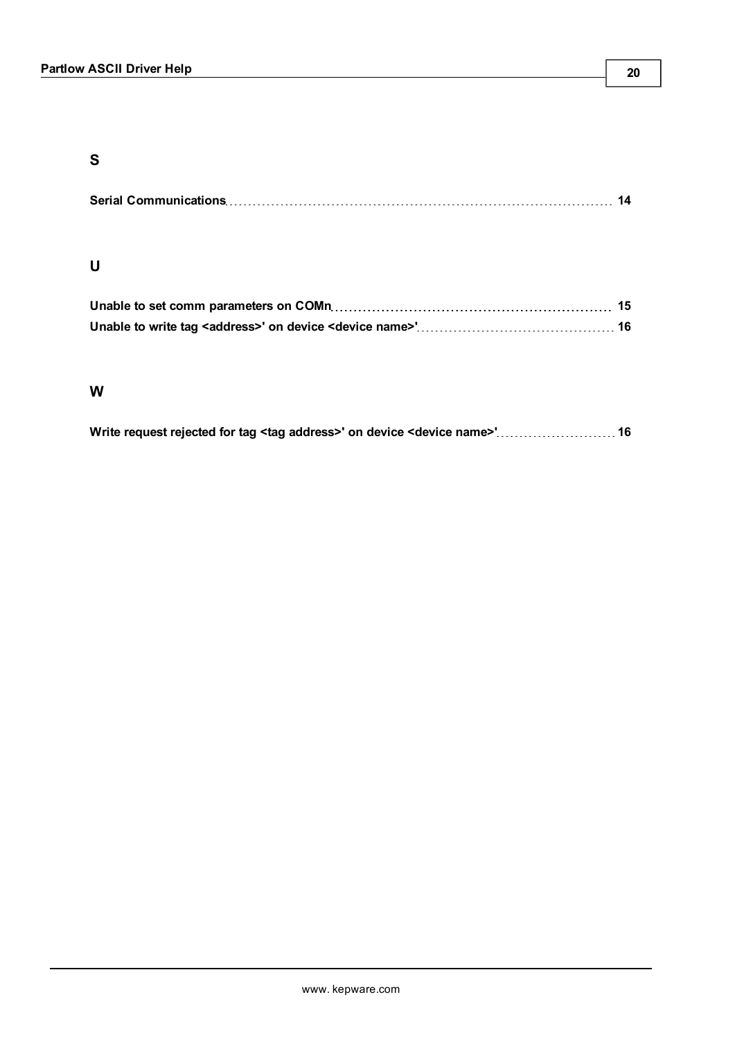## S

**Serial Communications** ........ **14**

## U

**Unable to set comm parameters on COMn** ........ **15**

**Unable to write tag <address>' on device <device name>'** ........ **16**

## W

**Write request rejected for tag <tag address>' on device <device name>'** ........ **16**